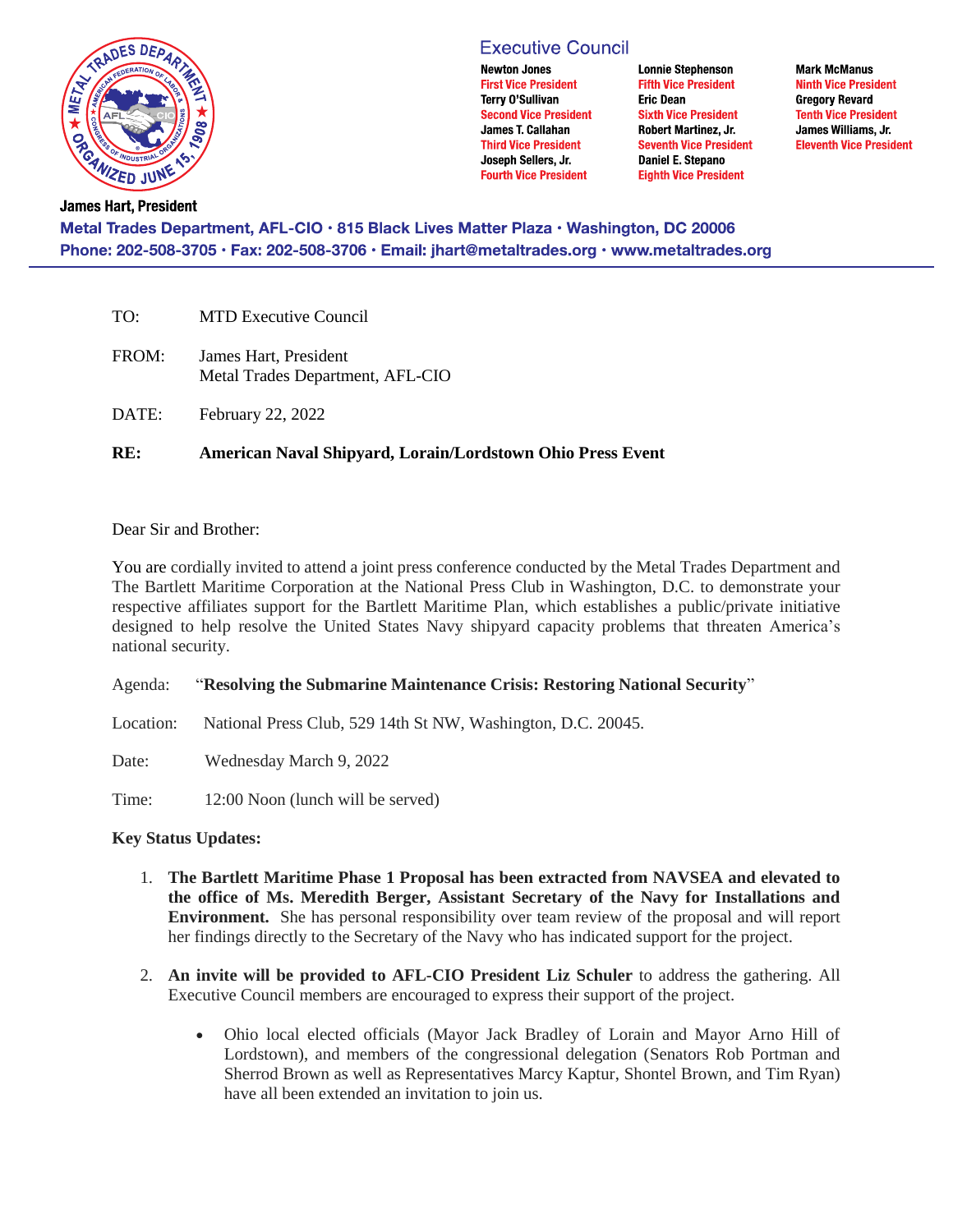**Executive Council**

| | | |
|---|---|---|
| **Newton Jones** First Vice President | **Lonnie Stephenson** Fifth Vice President | **Mark McManus** Ninth Vice President |
| **Terry O'Sullivan** Second Vice President | **Eric Dean** Sixth Vice President | **Gregory Revard** Tenth Vice President |
| **James T. Callahan** Third Vice President | **Robert Martinez, Jr.** Seventh Vice President | **James Williams, Jr.** Eleventh Vice President |
| **Joseph Sellers, Jr.** Fourth Vice President | **Daniel E. Stepano** Eighth Vice President | |

**James Hart, President**

**Metal Trades Department, AFL-CIO · 815 Black Lives Matter Plaza · Washington, DC 20006**
**Phone: 202-508-3705 · Fax: 202-508-3706 · Email: jhart@metaltrades.org · www.metaltrades.org**

---

TO: MTD Executive Council

FROM: James Hart, President
Metal Trades Department, AFL-CIO

DATE: February 22, 2022

**RE: American Naval Shipyard, Lorain/Lordstown Ohio Press Event**

Dear Sir and Brother:

You are cordially invited to attend a joint press conference conducted by the Metal Trades Department and The Bartlett Maritime Corporation at the National Press Club in Washington, D.C. to demonstrate your respective affiliates support for the Bartlett Maritime Plan, which establishes a public/private initiative designed to help resolve the United States Navy shipyard capacity problems that threaten America's national security.

Agenda: "**Resolving the Submarine Maintenance Crisis: Restoring National Security**"

Location: National Press Club, 529 14th St NW, Washington, D.C. 20045.

Date: Wednesday March 9, 2022

Time: 12:00 Noon (lunch will be served)

**Key Status Updates:**

1. **The Bartlett Maritime Phase 1 Proposal has been extracted from NAVSEA and elevated to the office of Ms. Meredith Berger, Assistant Secretary of the Navy for Installations and Environment.** She has personal responsibility over team review of the proposal and will report her findings directly to the Secretary of the Navy who has indicated support for the project.

2. **An invite will be provided to AFL-CIO President Liz Schuler** to address the gathering. All Executive Council members are encouraged to express their support of the project.

   - Ohio local elected officials (Mayor Jack Bradley of Lorain and Mayor Arno Hill of Lordstown), and members of the congressional delegation (Senators Rob Portman and Sherrod Brown as well as Representatives Marcy Kaptur, Shontel Brown, and Tim Ryan) have all been extended an invitation to join us.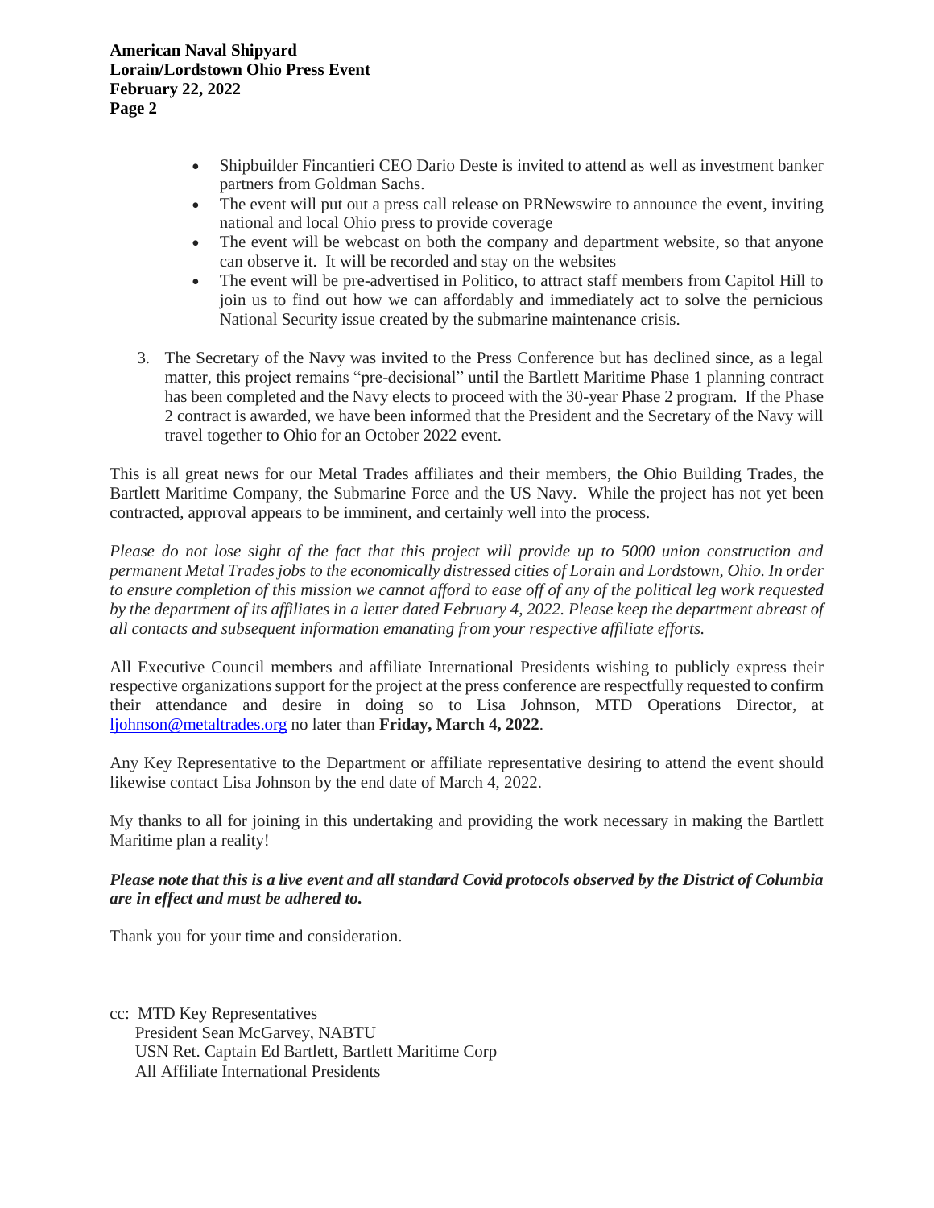- Shipbuilder Fincantieri CEO Dario Deste is invited to attend as well as investment banker partners from Goldman Sachs.
- The event will put out a press call release on PRNewswire to announce the event, inviting national and local Ohio press to provide coverage
- The event will be webcast on both the company and department website, so that anyone can observe it. It will be recorded and stay on the websites
- The event will be pre-advertised in Politico, to attract staff members from Capitol Hill to join us to find out how we can affordably and immediately act to solve the pernicious National Security issue created by the submarine maintenance crisis.

3. The Secretary of the Navy was invited to the Press Conference but has declined since, as a legal matter, this project remains "pre-decisional" until the Bartlett Maritime Phase 1 planning contract has been completed and the Navy elects to proceed with the 30-year Phase 2 program. If the Phase 2 contract is awarded, we have been informed that the President and the Secretary of the Navy will travel together to Ohio for an October 2022 event.

This is all great news for our Metal Trades affiliates and their members, the Ohio Building Trades, the Bartlett Maritime Company, the Submarine Force and the US Navy. While the project has not yet been contracted, approval appears to be imminent, and certainly well into the process.

*Please do not lose sight of the fact that this project will provide up to 5000 union construction and permanent Metal Trades jobs to the economically distressed cities of Lorain and Lordstown, Ohio. In order to ensure completion of this mission we cannot afford to ease off of any of the political leg work requested by the department of its affiliates in a letter dated February 4, 2022. Please keep the department abreast of all contacts and subsequent information emanating from your respective affiliate efforts.*

All Executive Council members and affiliate International Presidents wishing to publicly express their respective organizations support for the project at the press conference are respectfully requested to confirm their attendance and desire in doing so to Lisa Johnson, MTD Operations Director, at ljohnson@metaltrades.org no later than **Friday, March 4, 2022**.

Any Key Representative to the Department or affiliate representative desiring to attend the event should likewise contact Lisa Johnson by the end date of March 4, 2022.

My thanks to all for joining in this undertaking and providing the work necessary in making the Bartlett Maritime plan a reality!

***Please note that this is a live event and all standard Covid protocols observed by the District of Columbia are in effect and must be adhered to.***

Thank you for your time and consideration.

cc: MTD Key Representatives
President Sean McGarvey, NABTU
USN Ret. Captain Ed Bartlett, Bartlett Maritime Corp
All Affiliate International Presidents